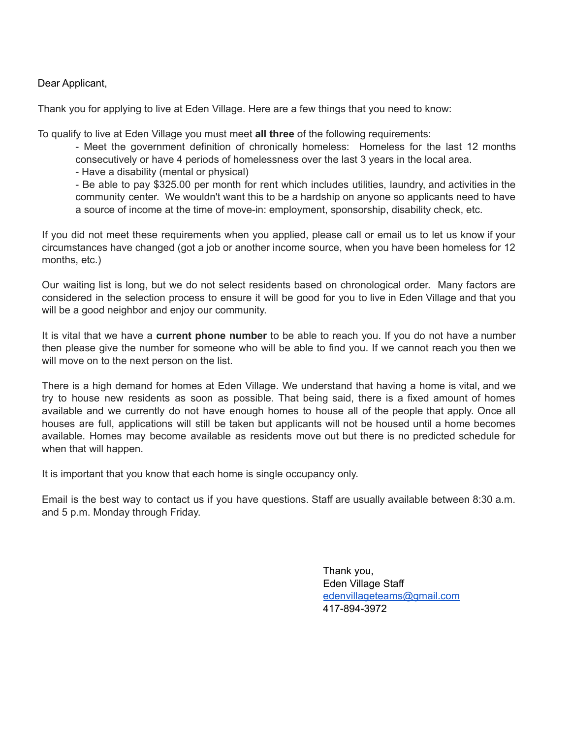Dear Applicant,

Thank you for applying to live at Eden Village. Here are a few things that you need to know:

To qualify to live at Eden Village you must meet **all three** of the following requirements:

- Meet the government definition of chronically homeless: Homeless for the last 12 months consecutively or have 4 periods of homelessness over the last 3 years in the local area.
- Have a disability (mental or physical)
- Be able to pay $325.00 per month for rent which includes utilities, laundry, and activities in the community center. We wouldn't want this to be a hardship on anyone so applicants need to have a source of income at the time of move-in: employment, sponsorship, disability check, etc.

If you did not meet these requirements when you applied, please call or email us to let us know if your circumstances have changed (got a job or another income source, when you have been homeless for 12 months, etc.)

Our waiting list is long, but we do not select residents based on chronological order. Many factors are considered in the selection process to ensure it will be good for you to live in Eden Village and that you will be a good neighbor and enjoy our community.

It is vital that we have a **current phone number** to be able to reach you. If you do not have a number then please give the number for someone who will be able to find you. If we cannot reach you then we will move on to the next person on the list.

There is a high demand for homes at Eden Village. We understand that having a home is vital, and we try to house new residents as soon as possible. That being said, there is a fixed amount of homes available and we currently do not have enough homes to house all of the people that apply. Once all houses are full, applications will still be taken but applicants will not be housed until a home becomes available. Homes may become available as residents move out but there is no predicted schedule for when that will happen.

It is important that you know that each home is single occupancy only.

Email is the best way to contact us if you have questions. Staff are usually available between 8:30 a.m. and 5 p.m. Monday through Friday.

Thank you,
Eden Village Staff
edenvillageteams@gmail.com
417-894-3972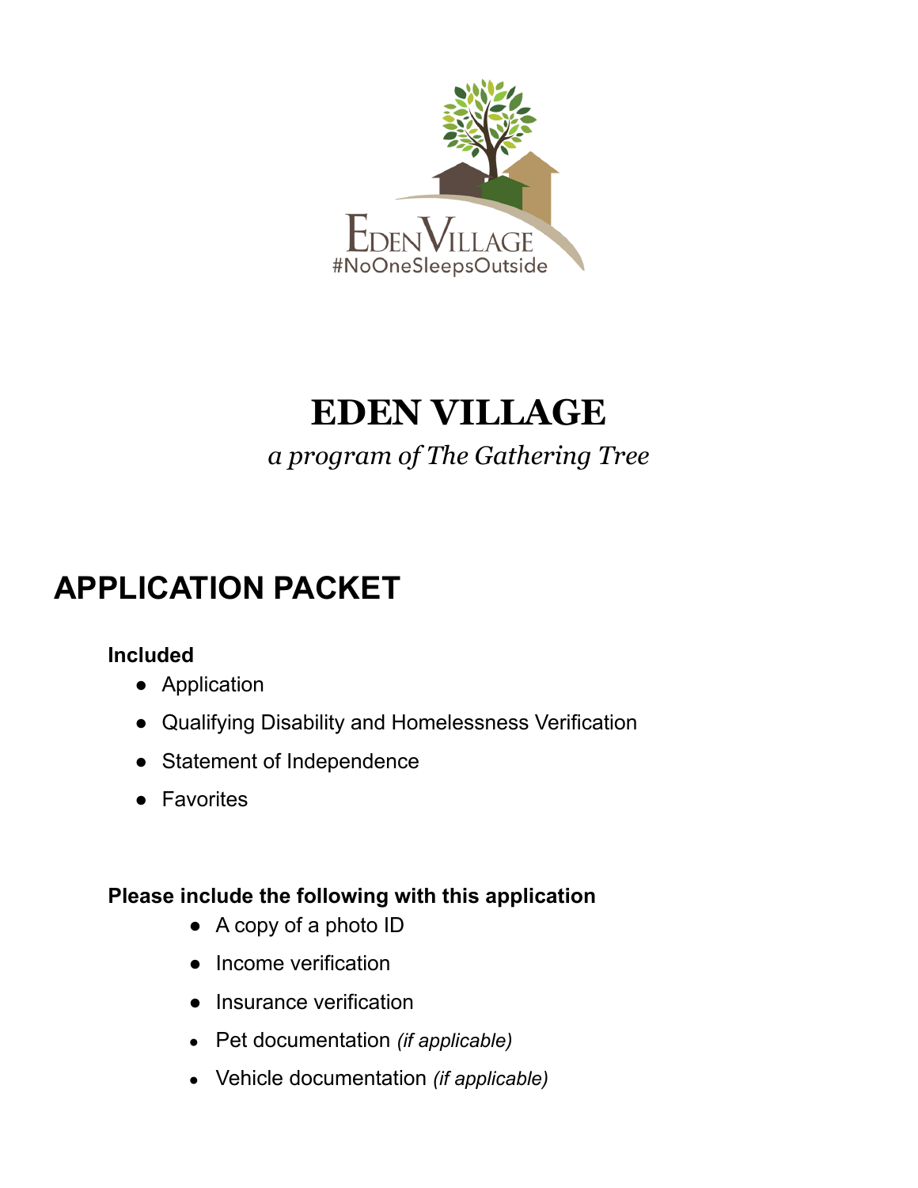# EDEN VILLAGE

*a program of The Gathering Tree*

## APPLICATION PACKET

**Included**

- Application
- Qualifying Disability and Homelessness Verification
- Statement of Independence
- Favorites

**Please include the following with this application**

- A copy of a photo ID
- Income verification
- Insurance verification
- Pet documentation *(if applicable)*
- Vehicle documentation *(if applicable)*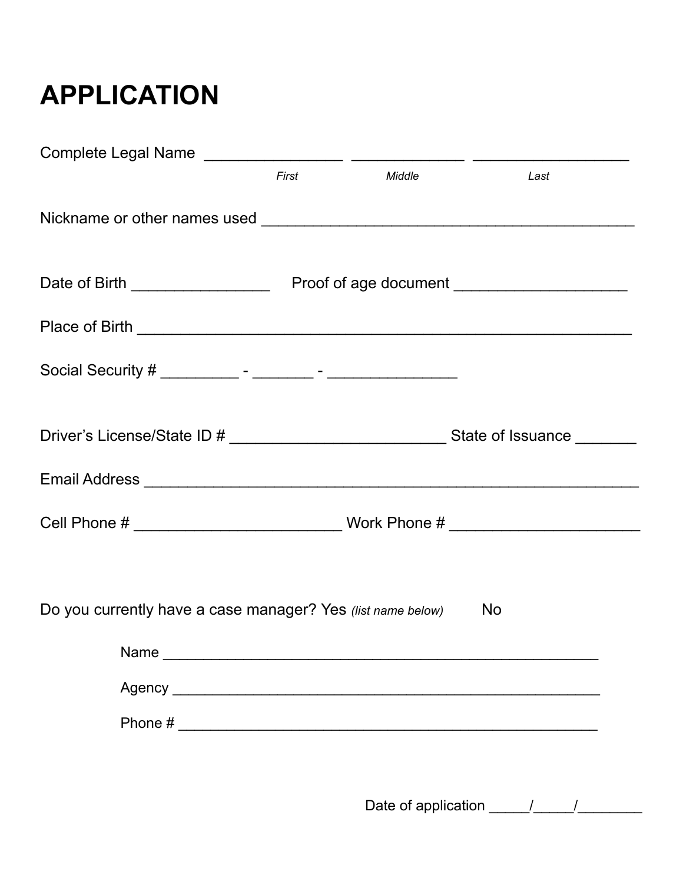# APPLICATION

Complete Legal Name ________________ _____________ __________________

*First* *Middle* *Last*

Nickname or other names used ___________________________________________

Date of Birth ________________ Proof of age document ____________________

Place of Birth _________________________________________________________

Social Security # _________ - _______ - _______________

Driver's License/State ID # _________________________ State of Issuance _______

Email Address _________________________________________________________

Cell Phone # ________________________ Work Phone # _____________________

Do you currently have a case manager? Yes *(list name below)* No

Name __________________________________________________

Agency _________________________________________________

Phone # ________________________________________________

Date of application _____/_____/________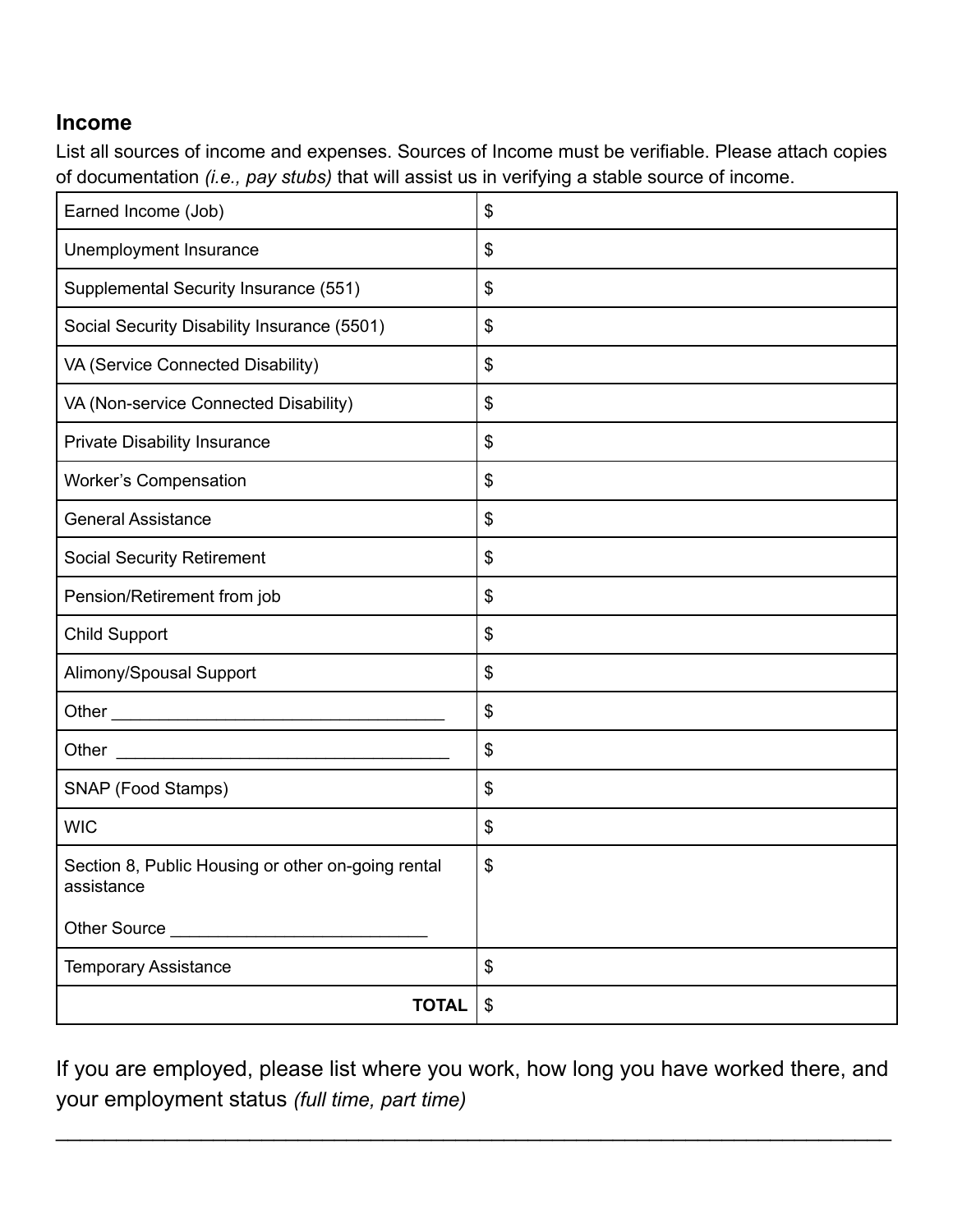## Income

List all sources of income and expenses. Sources of Income must be verifiable. Please attach copies of documentation *(i.e., pay stubs)* that will assist us in verifying a stable source of income.

| | |
|---|---|
| Earned Income (Job) | $ |
| Unemployment Insurance | $ |
| Supplemental Security Insurance (551) | $ |
| Social Security Disability Insurance (5501) | $ |
| VA (Service Connected Disability) | $ |
| VA (Non-service Connected Disability) | $ |
| Private Disability Insurance | $ |
| Worker's Compensation | $ |
| General Assistance | $ |
| Social Security Retirement | $ |
| Pension/Retirement from job | $ |
| Child Support | $ |
| Alimony/Spousal Support | $ |
| Other ___________________________________ | $ |
| Other ___________________________________ | $ |
| SNAP (Food Stamps) | $ |
| WIC | $ |
| Section 8, Public Housing or other on-going rental assistance<br><br>Other Source ___________________________ | $ |
| Temporary Assistance | $ |
| **TOTAL** | $ |

If you are employed, please list where you work, how long you have worked there, and your employment status *(full time, part time)*

_______________________________________________________________________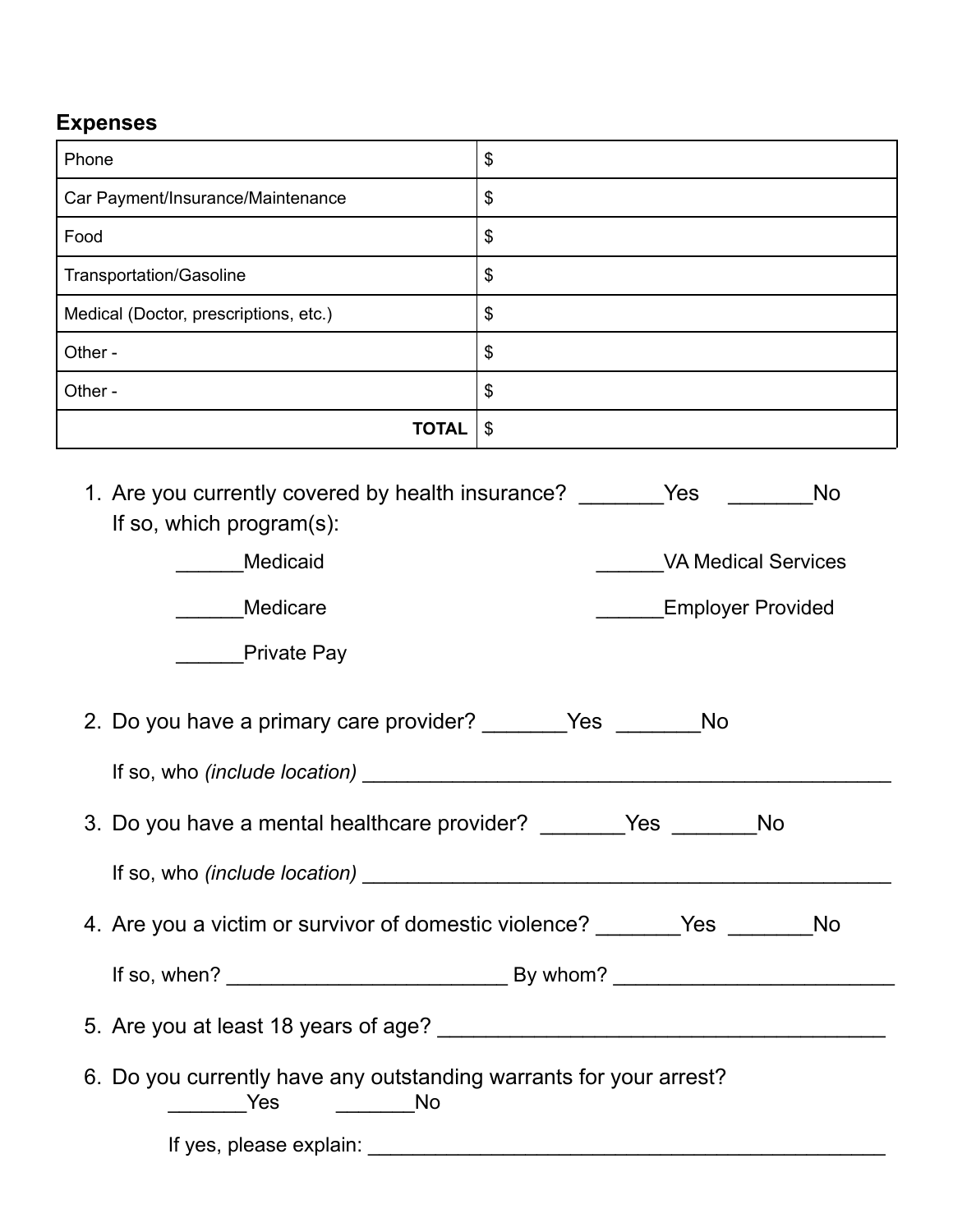## Expenses

| | |
|---|---|
| Phone | $ |
| Car Payment/Insurance/Maintenance | $ |
| Food | $ |
| Transportation/Gasoline | $ |
| Medical (Doctor, prescriptions, etc.) | $ |
| Other - | $ |
| Other - | $ |
| **TOTAL** | $ |

1. Are you currently covered by health insurance? _______Yes _______No
   If so, which program(s):

   ______Medicaid ______VA Medical Services

   ______Medicare ______Employer Provided

   ______Private Pay

2. Do you have a primary care provider? _______Yes _______No

   If so, who *(include location)* _______________________________________________

3. Do you have a mental healthcare provider? _______Yes _______No

   If so, who *(include location)* _______________________________________________

4. Are you a victim or survivor of domestic violence? _______Yes _______No

   If so, when? ________________________ By whom? ________________________

5. Are you at least 18 years of age? ______________________________________

6. Do you currently have any outstanding warrants for your arrest?
   _______Yes _______No

   If yes, please explain: _______________________________________________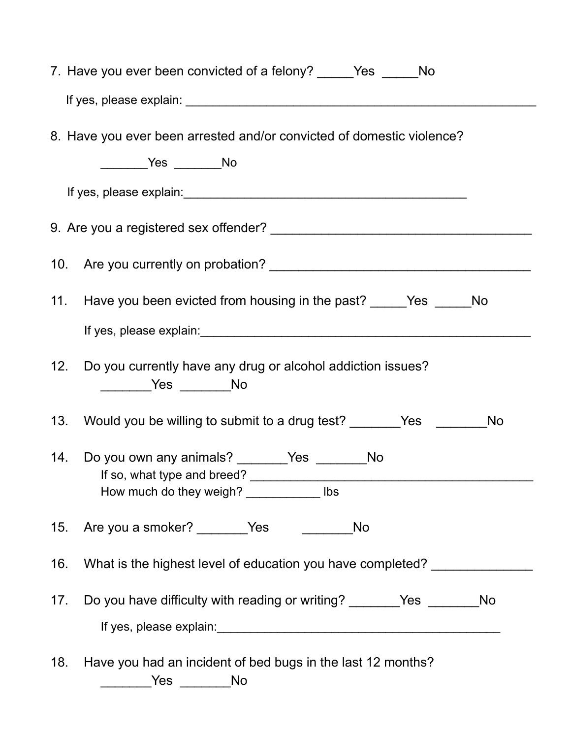7. Have you ever been convicted of a felony? _____Yes _____No

   If yes, please explain: _____________________________________________________

8. Have you ever been arrested and/or convicted of domestic violence?

   _______Yes _______No

   If yes, please explain:___________________________________________

9. Are you a registered sex offender? _____________________________________

10. Are you currently on probation? _____________________________________

11. Have you been evicted from housing in the past? _____Yes _____No

    If yes, please explain:_______________________________________________

12. Do you currently have any drug or alcohol addiction issues?

    _______Yes _______No

13. Would you be willing to submit to a drug test? _______Yes _______No

14. Do you own any animals? _______Yes _______No

    If so, what type and breed? __________________________________________

    How much do they weigh? ___________ lbs

15. Are you a smoker? _______Yes _______No

16. What is the highest level of education you have completed? ______________

17. Do you have difficulty with reading or writing? _______Yes _______No

    If yes, please explain:___________________________________________

18. Have you had an incident of bed bugs in the last 12 months?

    _______Yes _______No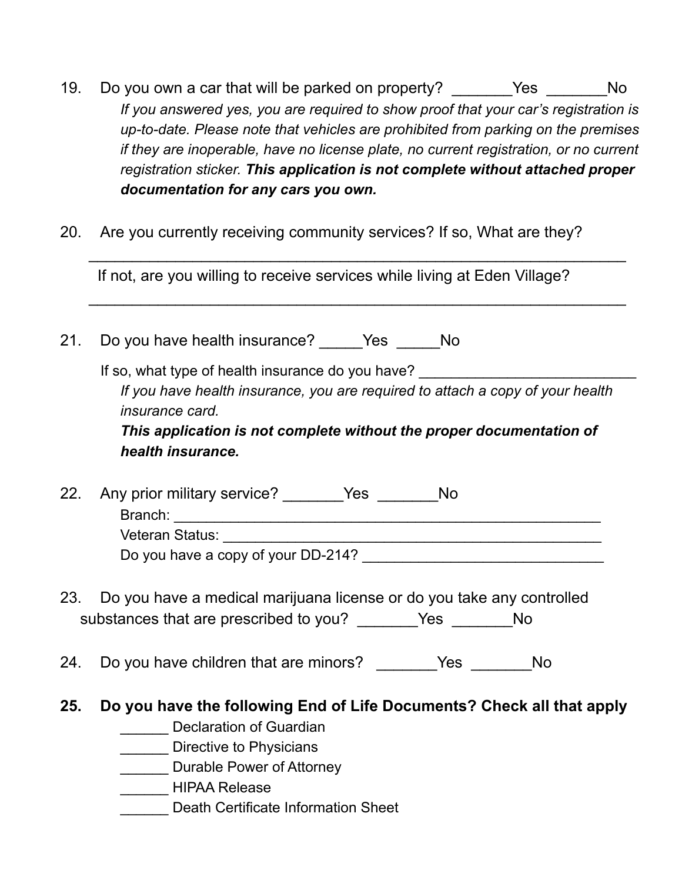19. Do you own a car that will be parked on property? _______Yes _______No

    *If you answered yes, you are required to show proof that your car's registration is up-to-date. Please note that vehicles are prohibited from parking on the premises if they are inoperable, have no license plate, no current registration, or no current registration sticker.* ***This application is not complete without attached proper documentation for any cars you own.***

20. Are you currently receiving community services? If so, What are they?

    _______________________________________________________________

    If not, are you willing to receive services while living at Eden Village?

    _______________________________________________________________

21. Do you have health insurance? _____Yes _____No

    If so, what type of health insurance do you have? __________________________

    *If you have health insurance, you are required to attach a copy of your health insurance card.*

    ***This application is not complete without the proper documentation of health insurance.***

22. Any prior military service? _______Yes _______No

    Branch: _____________________________________________________

    Veteran Status: _______________________________________________

    Do you have a copy of your DD-214? ______________________________

23. Do you have a medical marijuana license or do you take any controlled substances that are prescribed to you? _______Yes _______No

24. Do you have children that are minors? _______Yes _______No

**25. Do you have the following End of Life Documents? Check all that apply**

______ Declaration of Guardian

______ Directive to Physicians

______ Durable Power of Attorney

______ HIPAA Release

______ Death Certificate Information Sheet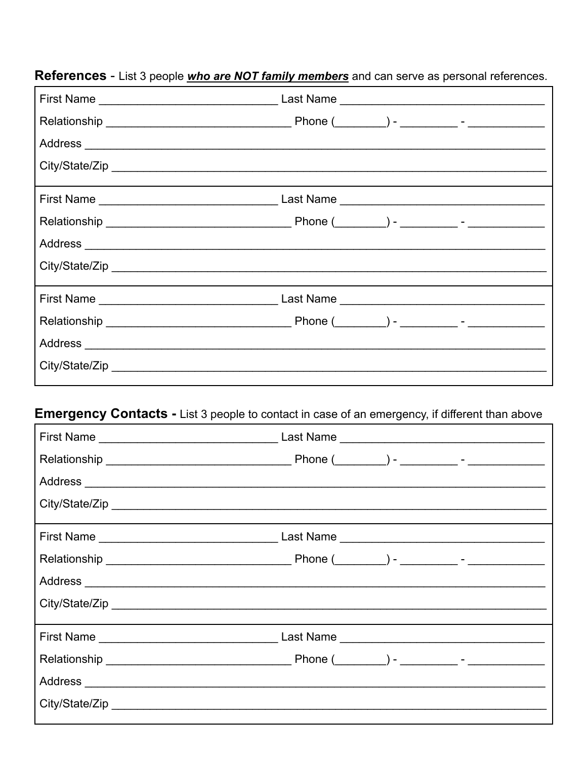**References** - List 3 people ***who are NOT family members*** and can serve as personal references.

First Name ____________________________ Last Name ________________________________

Relationship _____________________________ Phone (________) - _________ - ____________

Address ___________________________________________________________________________

City/State/Zip _______________________________________________________________________

First Name ____________________________ Last Name ________________________________

Relationship _____________________________ Phone (________) - _________ - ____________

Address ___________________________________________________________________________

City/State/Zip _______________________________________________________________________

First Name ____________________________ Last Name ________________________________

Relationship _____________________________ Phone (________) - _________ - ____________

Address ___________________________________________________________________________

City/State/Zip _______________________________________________________________________

**Emergency Contacts -** List 3 people to contact in case of an emergency, if different than above

First Name ____________________________ Last Name ________________________________

Relationship _____________________________ Phone (________) - _________ - ____________

Address ___________________________________________________________________________

City/State/Zip _______________________________________________________________________

First Name ____________________________ Last Name ________________________________

Relationship _____________________________ Phone (________) - _________ - ____________

Address ___________________________________________________________________________

City/State/Zip _______________________________________________________________________

First Name ____________________________ Last Name ________________________________

Relationship _____________________________ Phone (________) - _________ - ____________

Address ___________________________________________________________________________

City/State/Zip _______________________________________________________________________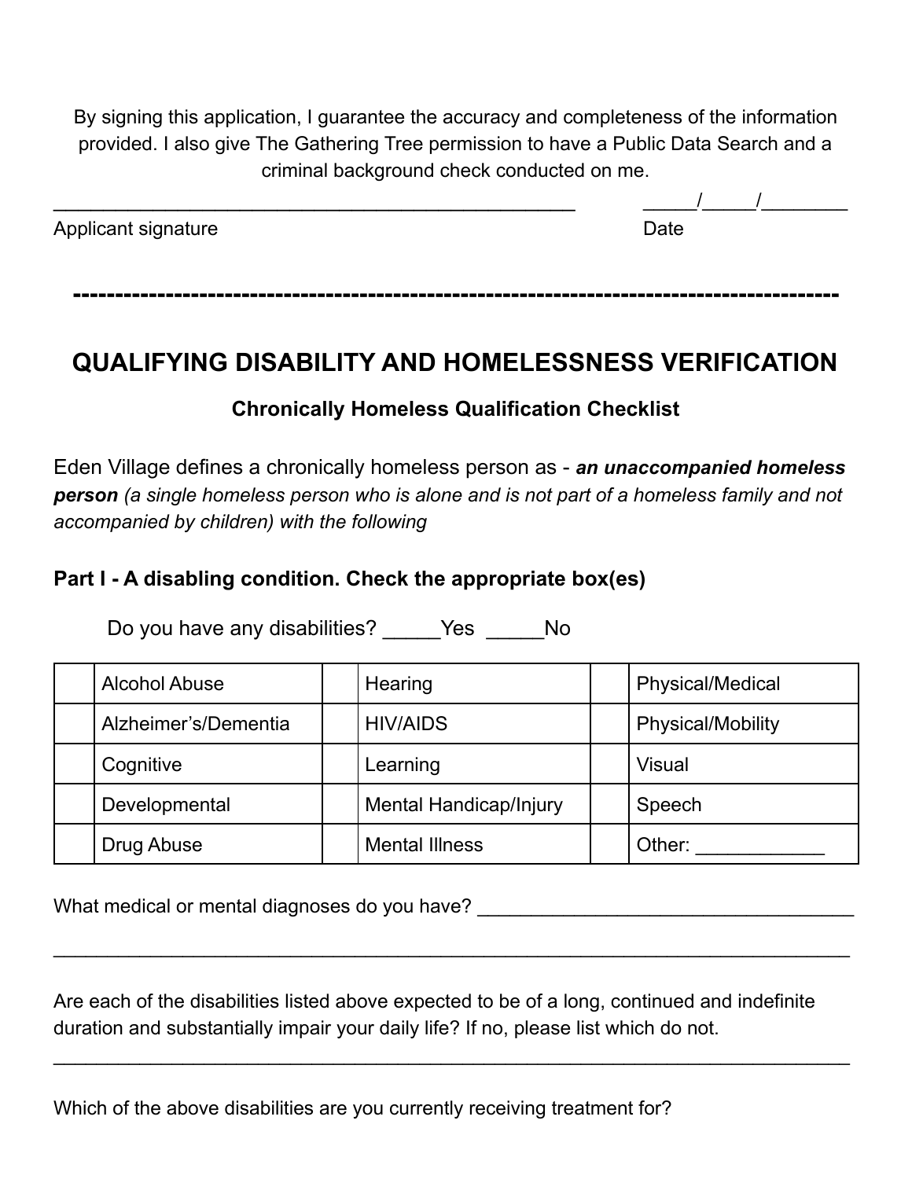By signing this application, I guarantee the accuracy and completeness of the information provided. I also give The Gathering Tree permission to have a Public Data Search and a criminal background check conducted on me.

_______________________________________________ _____/_____/________

Applicant signature Date

-------------------------------------------------------------------------------------------

# QUALIFYING DISABILITY AND HOMELESSNESS VERIFICATION

### Chronically Homeless Qualification Checklist

Eden Village defines a chronically homeless person as - ***an unaccompanied homeless person*** *(a single homeless person who is alone and is not part of a homeless family and not accompanied by children) with the following*

### Part I - A disabling condition. Check the appropriate box(es)

Do you have any disabilities? _____Yes _____No

| | | | | | |
|---|---|---|---|---|---|
| | Alcohol Abuse | | Hearing | | Physical/Medical |
| | Alzheimer's/Dementia | | HIV/AIDS | | Physical/Mobility |
| | Cognitive | | Learning | | Visual |
| | Developmental | | Mental Handicap/Injury | | Speech |
| | Drug Abuse | | Mental Illness | | Other: ____________ |

What medical or mental diagnoses do you have? ____________________________________

______________________________________________________________________________

Are each of the disabilities listed above expected to be of a long, continued and indefinite duration and substantially impair your daily life? If no, please list which do not.

______________________________________________________________________________

Which of the above disabilities are you currently receiving treatment for?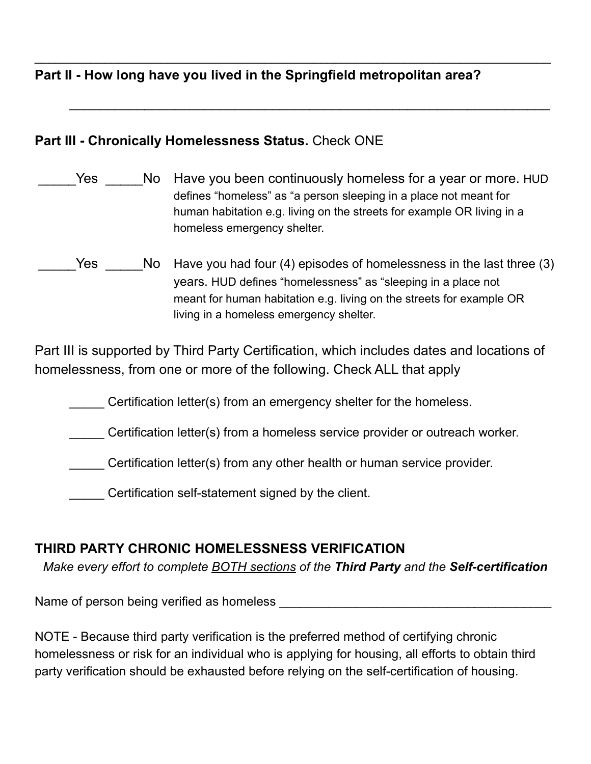---

**Part II - How long have you lived in the Springfield metropolitan area?**

_______________________________________________________________

**Part III - Chronically Homelessness Status.** Check ONE

_____Yes _____No Have you been continuously homeless for a year or more. HUD defines "homeless" as "a person sleeping in a place not meant for human habitation e.g. living on the streets for example OR living in a homeless emergency shelter.

_____Yes _____No Have you had four (4) episodes of homelessness in the last three (3) years. HUD defines "homelessness" as "sleeping in a place not meant for human habitation e.g. living on the streets for example OR living in a homeless emergency shelter.

Part III is supported by Third Party Certification, which includes dates and locations of homelessness, from one or more of the following. Check ALL that apply

- _____ Certification letter(s) from an emergency shelter for the homeless.
- _____ Certification letter(s) from a homeless service provider or outreach worker.
- _____ Certification letter(s) from any other health or human service provider.
- _____ Certification self-statement signed by the client.

**THIRD PARTY CHRONIC HOMELESSNESS VERIFICATION**

*Make every effort to complete BOTH sections of the **Third Party** and the **Self-certification***

Name of person being verified as homeless ________________________________________

NOTE - Because third party verification is the preferred method of certifying chronic homelessness or risk for an individual who is applying for housing, all efforts to obtain third party verification should be exhausted before relying on the self-certification of housing.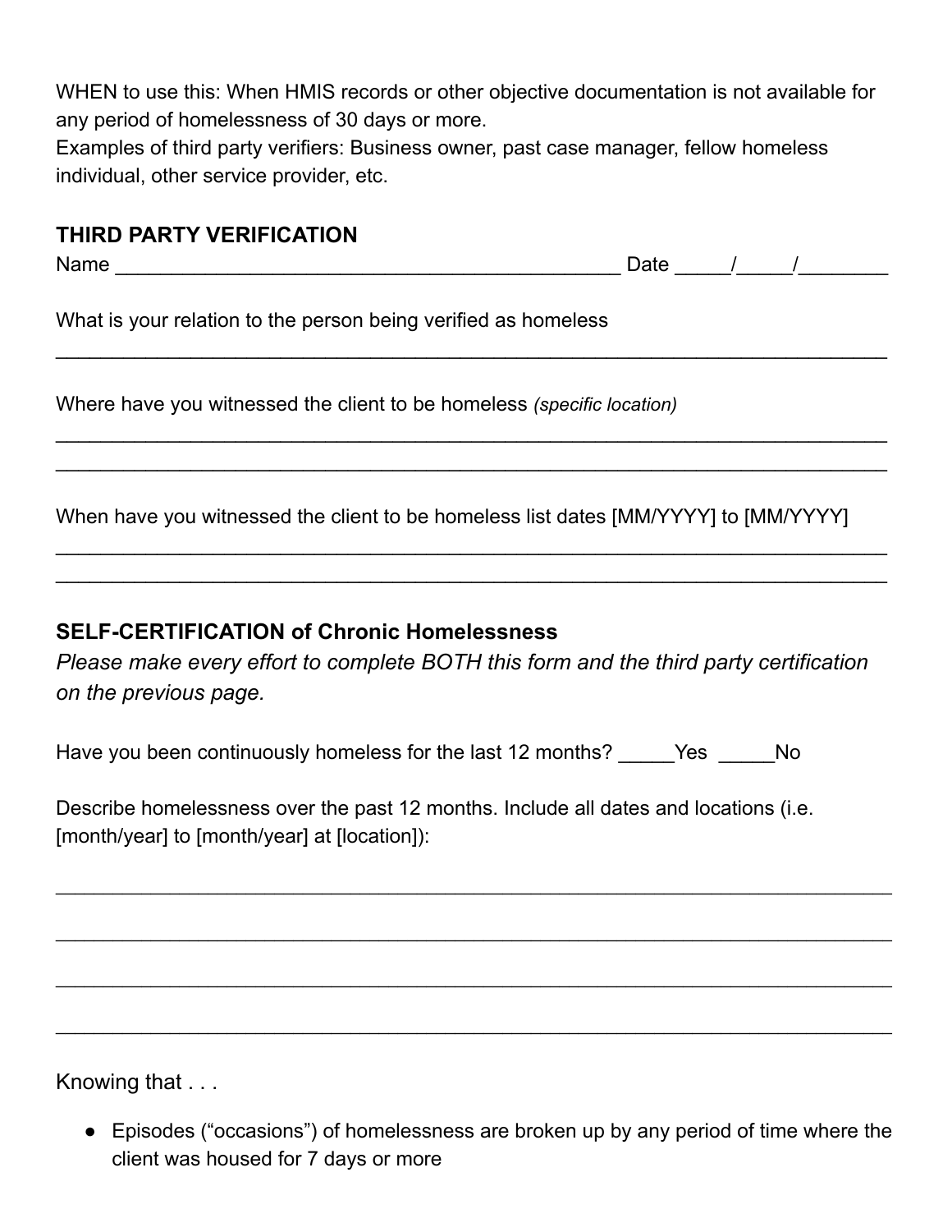WHEN to use this: When HMIS records or other objective documentation is not available for any period of homelessness of 30 days or more.
Examples of third party verifiers: Business owner, past case manager, fellow homeless individual, other service provider, etc.

**THIRD PARTY VERIFICATION**

Name _____________________________________________ Date _____/_____/________

What is your relation to the person being verified as homeless

___________________________________________________________________________

Where have you witnessed the client to be homeless *(specific location)*

___________________________________________________________________________

___________________________________________________________________________

When have you witnessed the client to be homeless list dates [MM/YYYY] to [MM/YYYY]

___________________________________________________________________________

___________________________________________________________________________

**SELF-CERTIFICATION of Chronic Homelessness**

*Please make every effort to complete BOTH this form and the third party certification on the previous page.*

Have you been continuously homeless for the last 12 months? _____Yes _____No

Describe homelessness over the past 12 months. Include all dates and locations (i.e. [month/year] to [month/year] at [location]):

___________________________________________________________________________

___________________________________________________________________________

___________________________________________________________________________

___________________________________________________________________________

Knowing that . . .

- Episodes ("occasions") of homelessness are broken up by any period of time where the client was housed for 7 days or more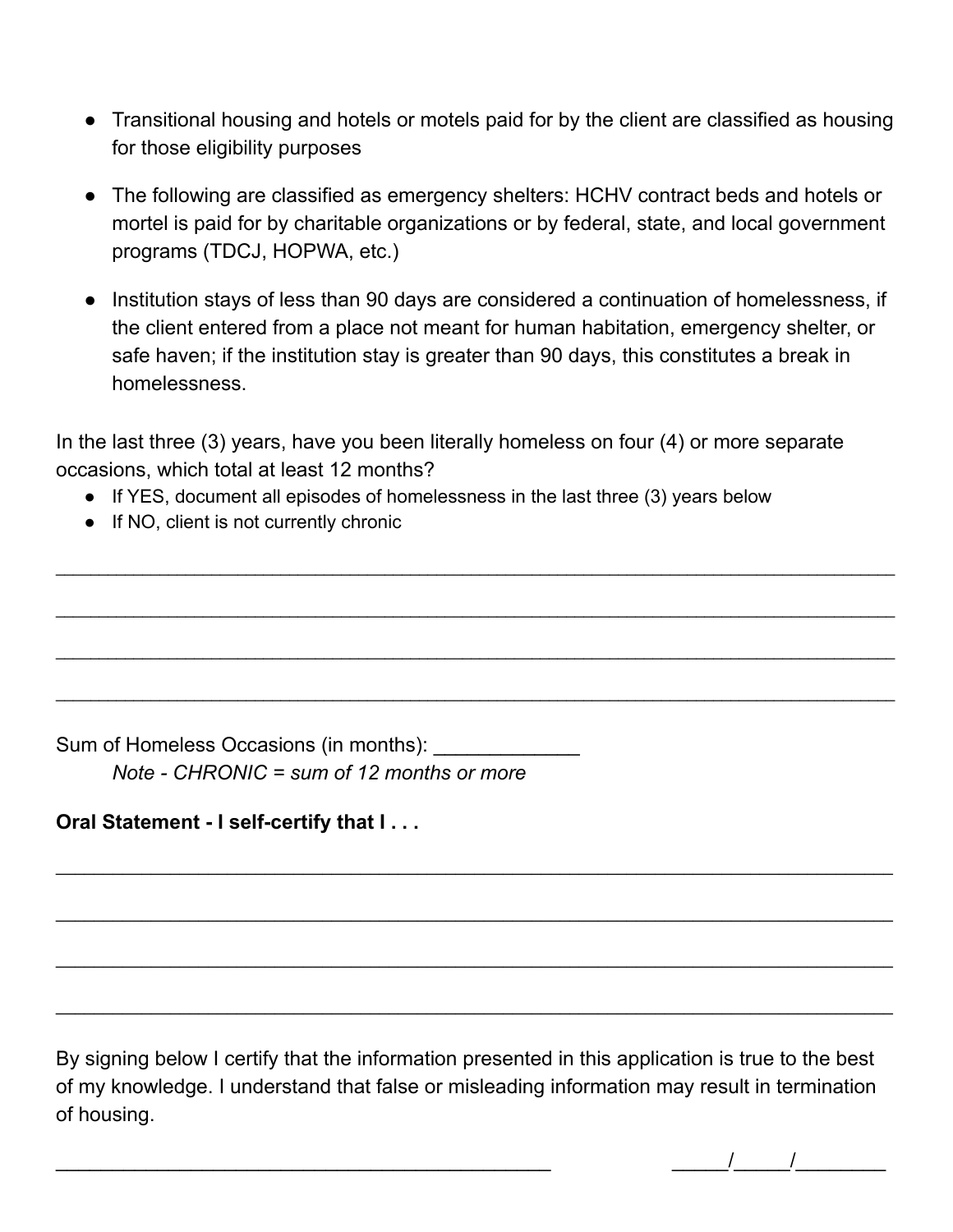- Transitional housing and hotels or motels paid for by the client are classified as housing for those eligibility purposes
- The following are classified as emergency shelters: HCHV contract beds and hotels or mortel is paid for by charitable organizations or by federal, state, and local government programs (TDCJ, HOPWA, etc.)
- Institution stays of less than 90 days are considered a continuation of homelessness, if the client entered from a place not meant for human habitation, emergency shelter, or safe haven; if the institution stay is greater than 90 days, this constitutes a break in homelessness.

In the last three (3) years, have you been literally homeless on four (4) or more separate occasions, which total at least 12 months?

- If YES, document all episodes of homelessness in the last three (3) years below
- If NO, client is not currently chronic

_______________________________________________________________________________

_______________________________________________________________________________

_______________________________________________________________________________

_______________________________________________________________________________

Sum of Homeless Occasions (in months): _____________

*Note - CHRONIC = sum of 12 months or more*

**Oral Statement - I self-certify that I . . .**

_______________________________________________________________________________

_______________________________________________________________________________

_______________________________________________________________________________

_______________________________________________________________________________

By signing below I certify that the information presented in this application is true to the best of my knowledge. I understand that false or misleading information may result in termination of housing.

______________________________________________ _____/_____/________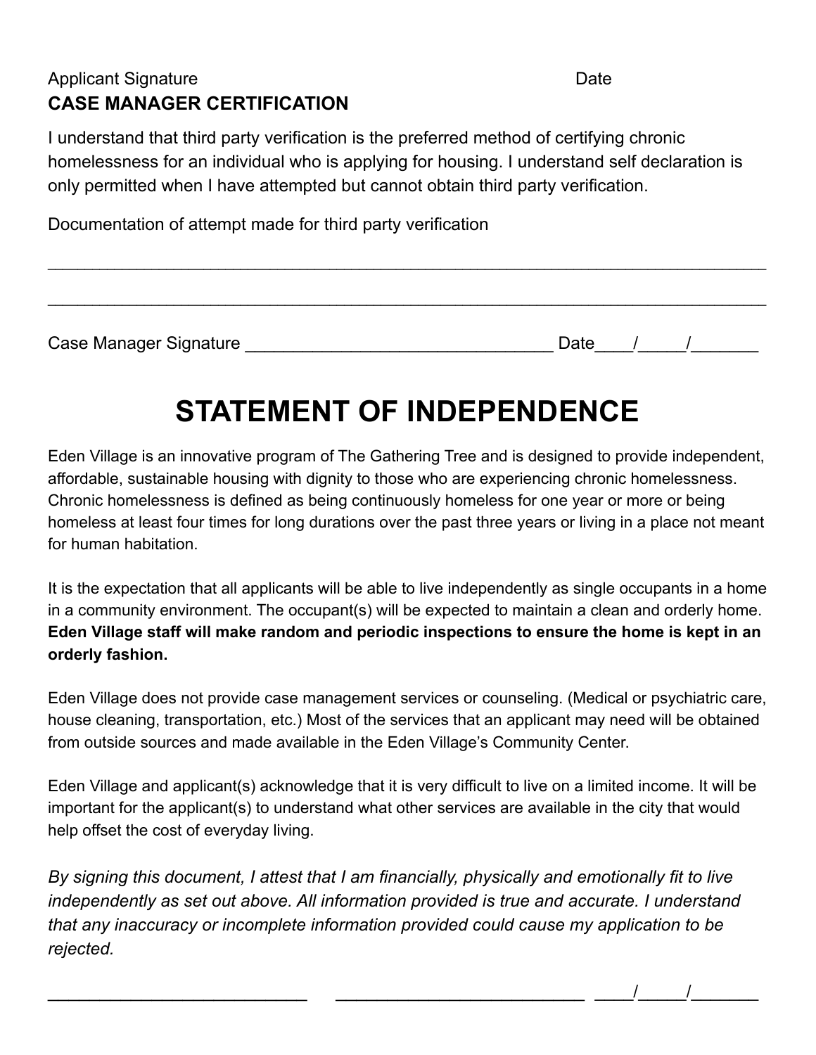Applicant Signature Date

**CASE MANAGER CERTIFICATION**

I understand that third party verification is the preferred method of certifying chronic homelessness for an individual who is applying for housing. I understand self declaration is only permitted when I have attempted but cannot obtain third party verification.

Documentation of attempt made for third party verification

_______________________________________________________________________________

_______________________________________________________________________________

Case Manager Signature _________________________________ Date____/_____/_______

# STATEMENT OF INDEPENDENCE

Eden Village is an innovative program of The Gathering Tree and is designed to provide independent, affordable, sustainable housing with dignity to those who are experiencing chronic homelessness. Chronic homelessness is defined as being continuously homeless for one year or more or being homeless at least four times for long durations over the past three years or living in a place not meant for human habitation.

It is the expectation that all applicants will be able to live independently as single occupants in a home in a community environment. The occupant(s) will be expected to maintain a clean and orderly home. **Eden Village staff will make random and periodic inspections to ensure the home is kept in an orderly fashion.**

Eden Village does not provide case management services or counseling. (Medical or psychiatric care, house cleaning, transportation, etc.) Most of the services that an applicant may need will be obtained from outside sources and made available in the Eden Village's Community Center.

Eden Village and applicant(s) acknowledge that it is very difficult to live on a limited income. It will be important for the applicant(s) to understand what other services are available in the city that would help offset the cost of everyday living.

*By signing this document, I attest that I am financially, physically and emotionally fit to live independently as set out above. All information provided is true and accurate. I understand that any inaccuracy or incomplete information provided could cause my application to be rejected.*

___________________________ ___________________________ ____/_____/_______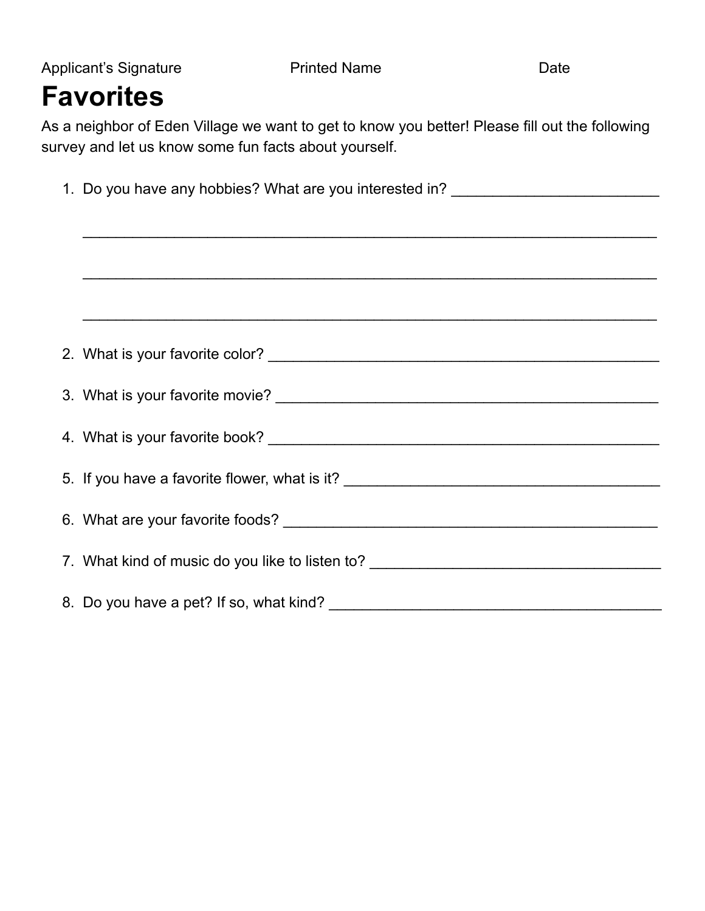Applicant's Signature Printed Name Date

# Favorites

As a neighbor of Eden Village we want to get to know you better! Please fill out the following survey and let us know some fun facts about yourself.

1. Do you have any hobbies? What are you interested in? _________________________

   ______________________________________________________________________

   ______________________________________________________________________

   ______________________________________________________________________

2. What is your favorite color? ________________________________________________

3. What is your favorite movie? _______________________________________________

4. What is your favorite book? ________________________________________________

5. If you have a favorite flower, what is it? ______________________________________

6. What are your favorite foods? ______________________________________________

7. What kind of music do you like to listen to? __________________________________

8. Do you have a pet? If so, what kind? ________________________________________